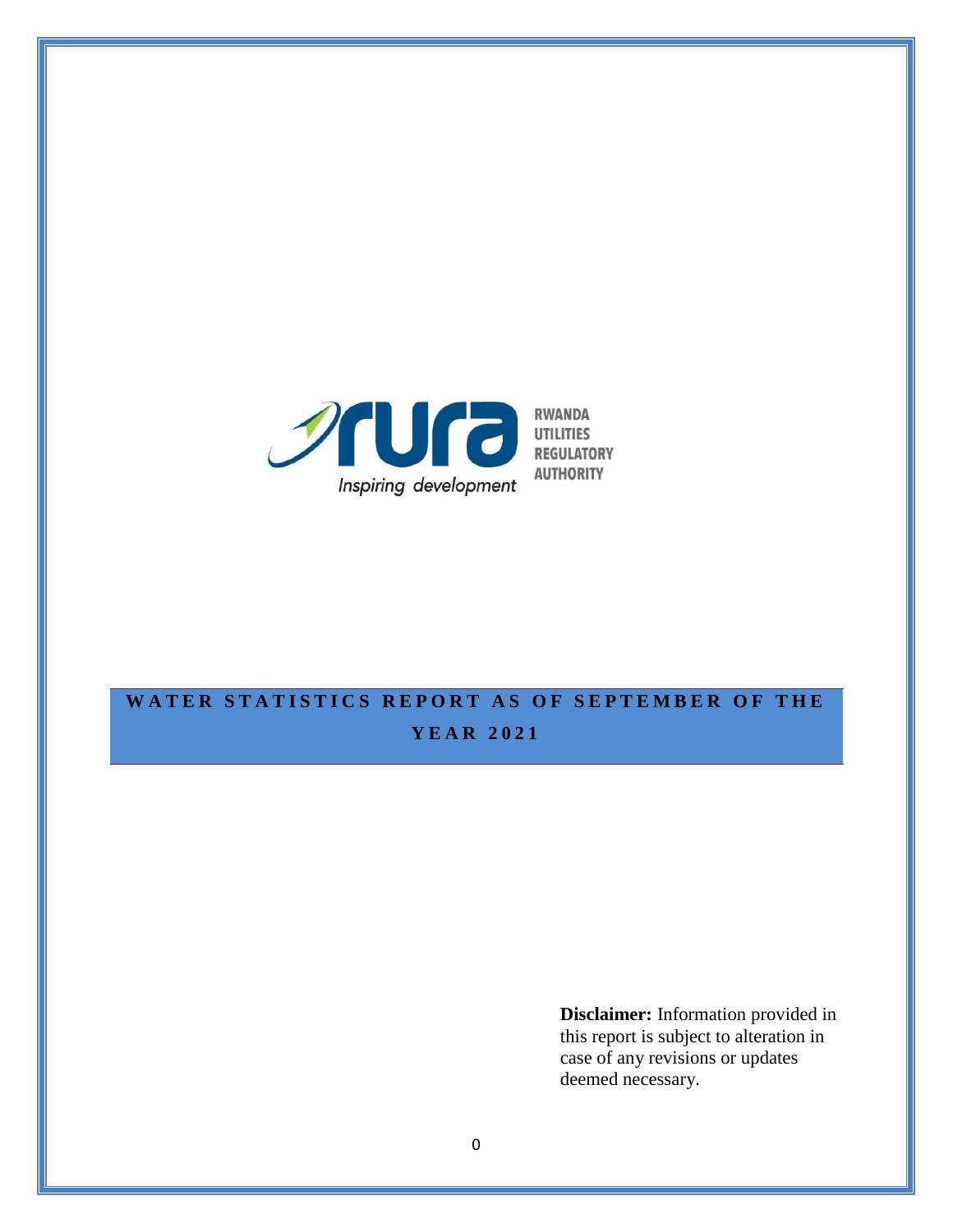RWANDA UTILITIES REGULATORY AUTHORITY

*Inspiring development*

# WATER STATISTICS REPORT AS OF SEPTEMBER OF THE YEAR 2021

**Disclaimer:** Information provided in this report is subject to alteration in case of any revisions or updates deemed necessary.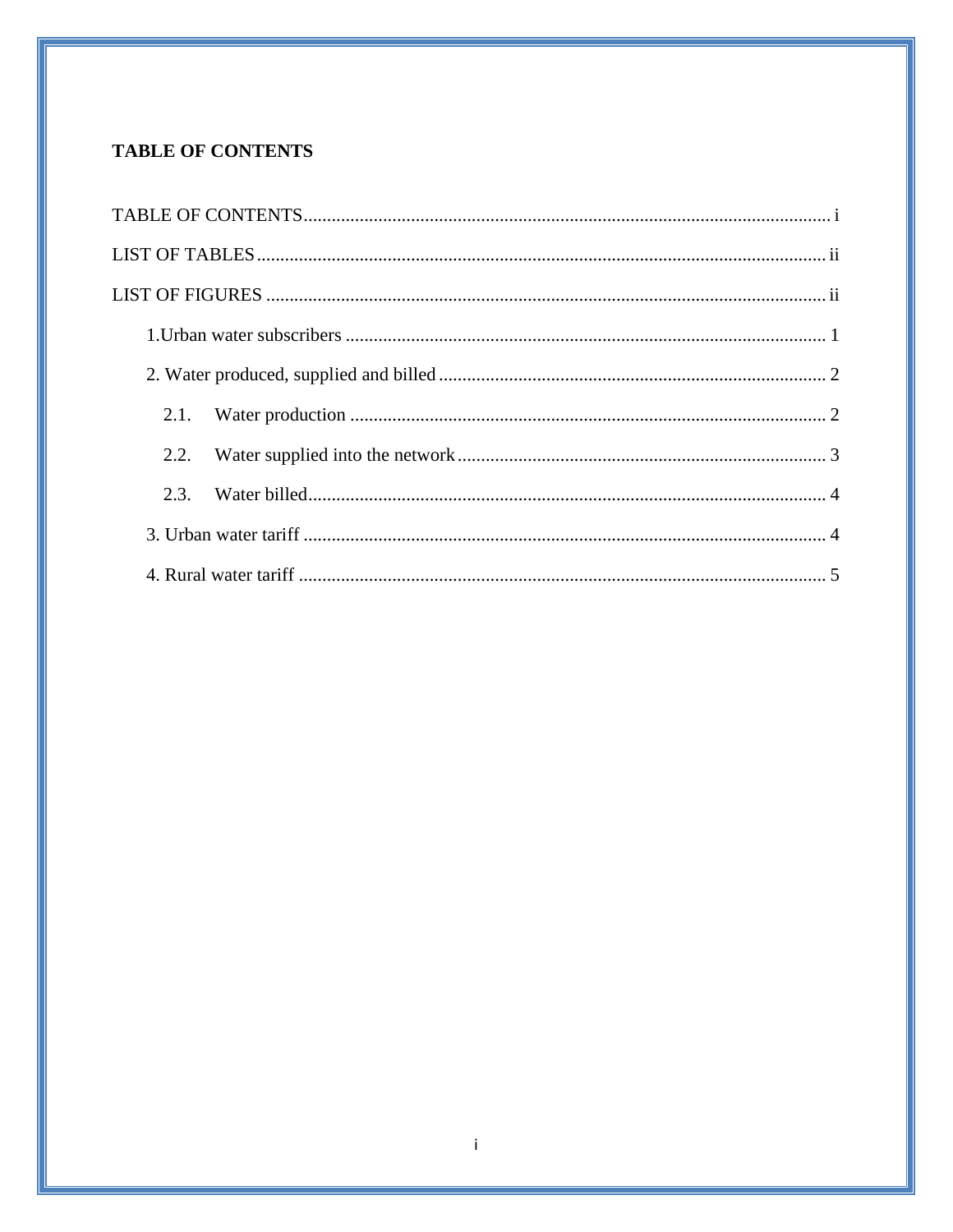**TABLE OF CONTENTS**

TABLE OF CONTENTS ........................................................................................................ i

LIST OF TABLES ............................................................................................................. ii

LIST OF FIGURES ........................................................................................................... ii

- 1.Urban water subscribers ............................................................................................ 1
- 2. Water produced, supplied and billed ........................................................................ 2
  - 2.1. Water production ................................................................................................ 2
  - 2.2. Water supplied into the network ......................................................................... 3
  - 2.3. Water billed ........................................................................................................ 4
- 3. Urban water tariff ..................................................................................................... 4
- 4. Rural water tariff ...................................................................................................... 5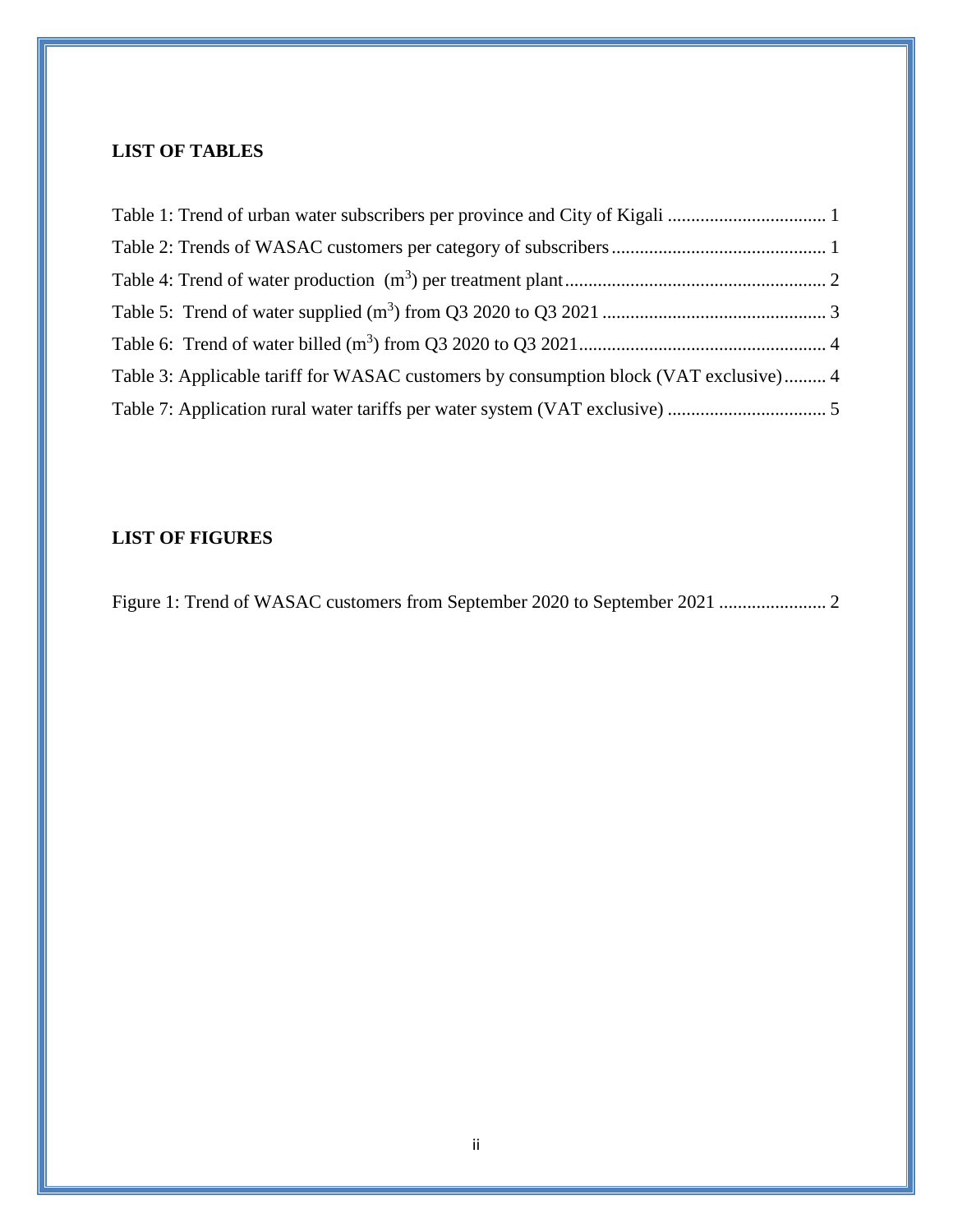## LIST OF TABLES

Table 1: Trend of urban water subscribers per province and City of Kigali .................................. 1

Table 2: Trends of WASAC customers per category of subscribers ............................................. 1

Table 4: Trend of water production ($m^3$) per treatment plant ........................................................ 2

Table 5: Trend of water supplied ($m^3$) from Q3 2020 to Q3 2021 ................................................ 3

Table 6: Trend of water billed ($m^3$) from Q3 2020 to Q3 2021 ..................................................... 4

Table 3: Applicable tariff for WASAC customers by consumption block (VAT exclusive) ......... 4

Table 7: Application rural water tariffs per water system (VAT exclusive) .................................. 5

## LIST OF FIGURES

Figure 1: Trend of WASAC customers from September 2020 to September 2021 ....................... 2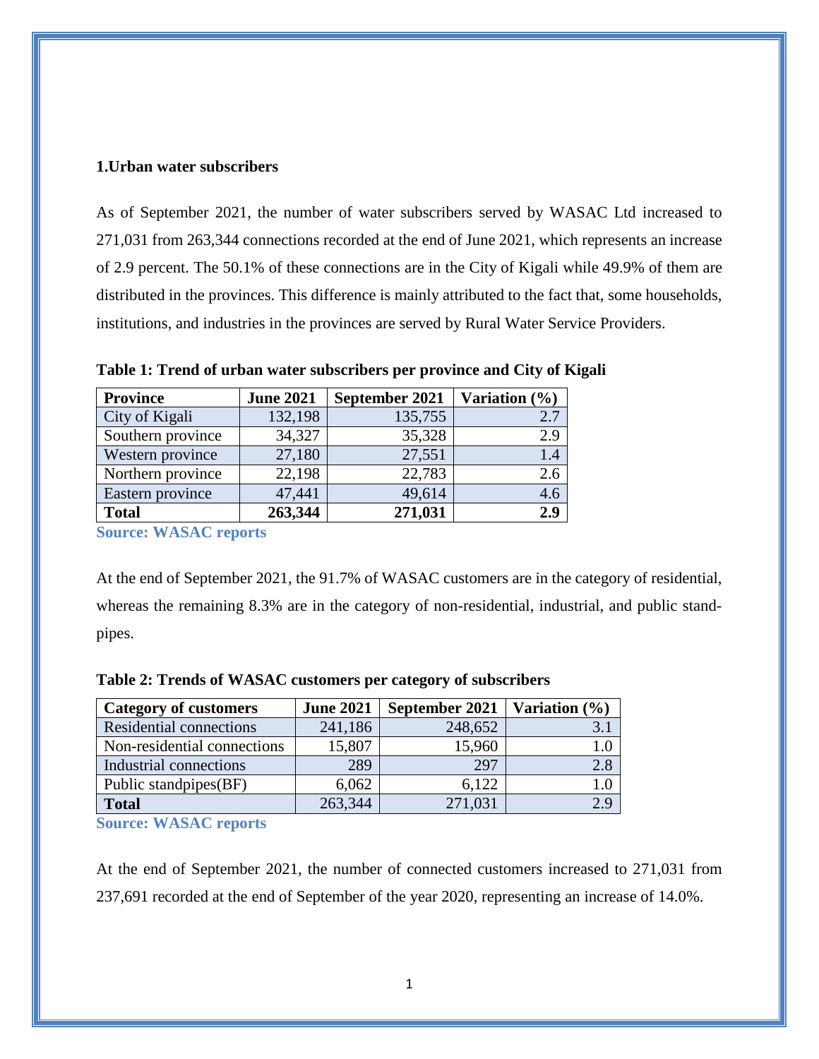## 1.Urban water subscribers

As of September 2021, the number of water subscribers served by WASAC Ltd increased to 271,031 from 263,344 connections recorded at the end of June 2021, which represents an increase of 2.9 percent. The 50.1% of these connections are in the City of Kigali while 49.9% of them are distributed in the provinces. This difference is mainly attributed to the fact that, some households, institutions, and industries in the provinces are served by Rural Water Service Providers.

**Table 1: Trend of urban water subscribers per province and City of Kigali**

| Province | June 2021 | September 2021 | Variation (%) |
|---|---|---|---|
| City of Kigali | 132,198 | 135,755 | 2.7 |
| Southern province | 34,327 | 35,328 | 2.9 |
| Western province | 27,180 | 27,551 | 1.4 |
| Northern province | 22,198 | 22,783 | 2.6 |
| Eastern province | 47,441 | 49,614 | 4.6 |
| **Total** | **263,344** | **271,031** | **2.9** |

**Source: WASAC reports**

At the end of September 2021, the 91.7% of WASAC customers are in the category of residential, whereas the remaining 8.3% are in the category of non-residential, industrial, and public stand-pipes.

**Table 2: Trends of WASAC customers per category of subscribers**

| Category of customers | June 2021 | September 2021 | Variation (%) |
|---|---|---|---|
| Residential connections | 241,186 | 248,652 | 3.1 |
| Non-residential connections | 15,807 | 15,960 | 1.0 |
| Industrial connections | 289 | 297 | 2.8 |
| Public standpipes(BF) | 6,062 | 6,122 | 1.0 |
| **Total** | 263,344 | 271,031 | 2.9 |

**Source: WASAC reports**

At the end of September 2021, the number of connected customers increased to 271,031 from 237,691 recorded at the end of September of the year 2020, representing an increase of 14.0%.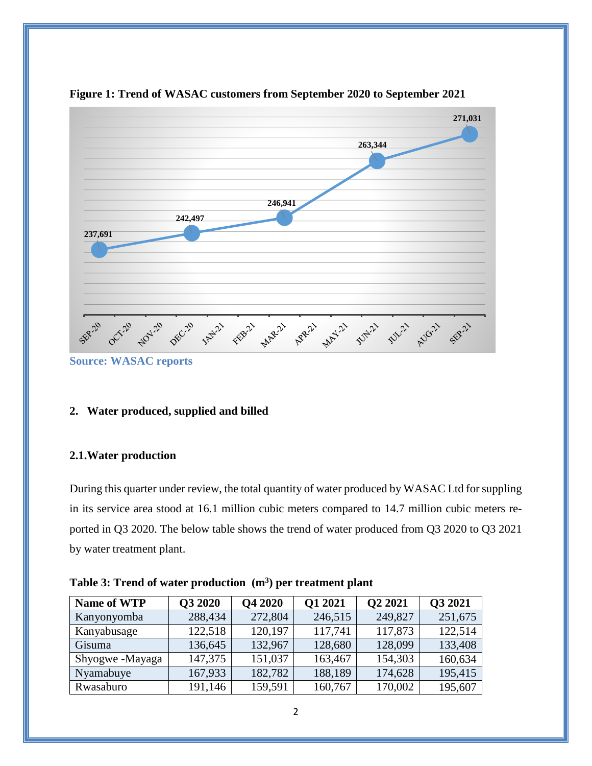**Figure 1: Trend of WASAC customers from September 2020 to September 2021**

Source: WASAC reports

## 2. Water produced, supplied and billed

### 2.1. Water production

During this quarter under review, the total quantity of water produced by WASAC Ltd for suppling in its service area stood at 16.1 million cubic meters compared to 14.7 million cubic meters reported in Q3 2020. The below table shows the trend of water produced from Q3 2020 to Q3 2021 by water treatment plant.

**Table 3: Trend of water production ($m^3$) per treatment plant**

| Name of WTP | Q3 2020 | Q4 2020 | Q1 2021 | Q2 2021 | Q3 2021 |
|---|---|---|---|---|---|
| Kanyonyomba | 288,434 | 272,804 | 246,515 | 249,827 | 251,675 |
| Kanyabusage | 122,518 | 120,197 | 117,741 | 117,873 | 122,514 |
| Gisuma | 136,645 | 132,967 | 128,680 | 128,099 | 133,408 |
| Shyogwe -Mayaga | 147,375 | 151,037 | 163,467 | 154,303 | 160,634 |
| Nyamabuye | 167,933 | 182,782 | 188,189 | 174,628 | 195,415 |
| Rwasaburo | 191,146 | 159,591 | 160,767 | 170,002 | 195,607 |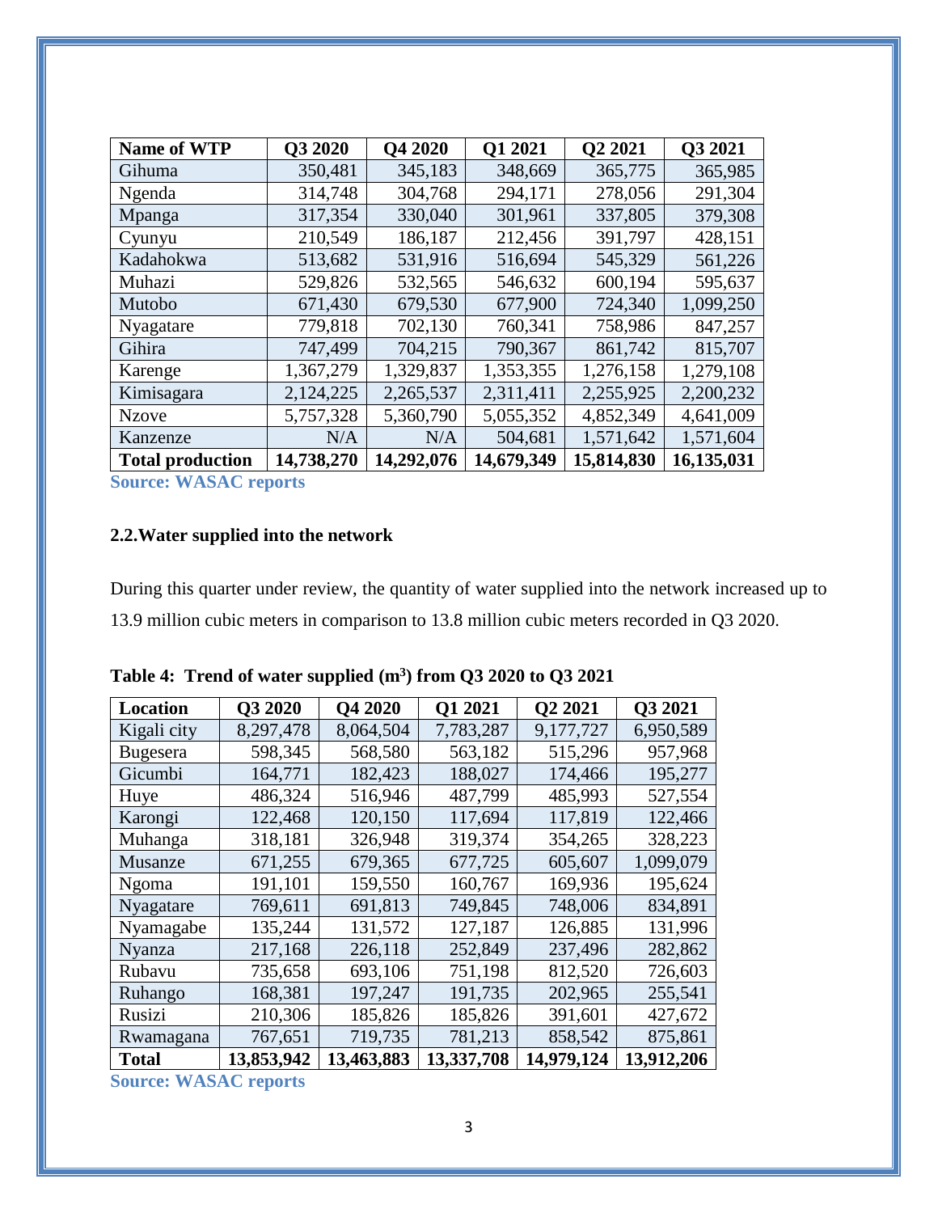| Name of WTP | Q3 2020 | Q4 2020 | Q1 2021 | Q2 2021 | Q3 2021 |
|---|---|---|---|---|---|
| Gihuma | 350,481 | 345,183 | 348,669 | 365,775 | 365,985 |
| Ngenda | 314,748 | 304,768 | 294,171 | 278,056 | 291,304 |
| Mpanga | 317,354 | 330,040 | 301,961 | 337,805 | 379,308 |
| Cyunyu | 210,549 | 186,187 | 212,456 | 391,797 | 428,151 |
| Kadahokwa | 513,682 | 531,916 | 516,694 | 545,329 | 561,226 |
| Muhazi | 529,826 | 532,565 | 546,632 | 600,194 | 595,637 |
| Mutobo | 671,430 | 679,530 | 677,900 | 724,340 | 1,099,250 |
| Nyagatare | 779,818 | 702,130 | 760,341 | 758,986 | 847,257 |
| Gihira | 747,499 | 704,215 | 790,367 | 861,742 | 815,707 |
| Karenge | 1,367,279 | 1,329,837 | 1,353,355 | 1,276,158 | 1,279,108 |
| Kimisagara | 2,124,225 | 2,265,537 | 2,311,411 | 2,255,925 | 2,200,232 |
| Nzove | 5,757,328 | 5,360,790 | 5,055,352 | 4,852,349 | 4,641,009 |
| Kanzenze | N/A | N/A | 504,681 | 1,571,642 | 1,571,604 |
| **Total production** | **14,738,270** | **14,292,076** | **14,679,349** | **15,814,830** | **16,135,031** |

**Source: WASAC reports**

### 2.2. Water supplied into the network

During this quarter under review, the quantity of water supplied into the network increased up to 13.9 million cubic meters in comparison to 13.8 million cubic meters recorded in Q3 2020.

**Table 4: Trend of water supplied ($m^3$) from Q3 2020 to Q3 2021**

| Location | Q3 2020 | Q4 2020 | Q1 2021 | Q2 2021 | Q3 2021 |
|---|---|---|---|---|---|
| Kigali city | 8,297,478 | 8,064,504 | 7,783,287 | 9,177,727 | 6,950,589 |
| Bugesera | 598,345 | 568,580 | 563,182 | 515,296 | 957,968 |
| Gicumbi | 164,771 | 182,423 | 188,027 | 174,466 | 195,277 |
| Huye | 486,324 | 516,946 | 487,799 | 485,993 | 527,554 |
| Karongi | 122,468 | 120,150 | 117,694 | 117,819 | 122,466 |
| Muhanga | 318,181 | 326,948 | 319,374 | 354,265 | 328,223 |
| Musanze | 671,255 | 679,365 | 677,725 | 605,607 | 1,099,079 |
| Ngoma | 191,101 | 159,550 | 160,767 | 169,936 | 195,624 |
| Nyagatare | 769,611 | 691,813 | 749,845 | 748,006 | 834,891 |
| Nyamagabe | 135,244 | 131,572 | 127,187 | 126,885 | 131,996 |
| Nyanza | 217,168 | 226,118 | 252,849 | 237,496 | 282,862 |
| Rubavu | 735,658 | 693,106 | 751,198 | 812,520 | 726,603 |
| Ruhango | 168,381 | 197,247 | 191,735 | 202,965 | 255,541 |
| Rusizi | 210,306 | 185,826 | 185,826 | 391,601 | 427,672 |
| Rwamagana | 767,651 | 719,735 | 781,213 | 858,542 | 875,861 |
| **Total** | **13,853,942** | **13,463,883** | **13,337,708** | **14,979,124** | **13,912,206** |

**Source: WASAC reports**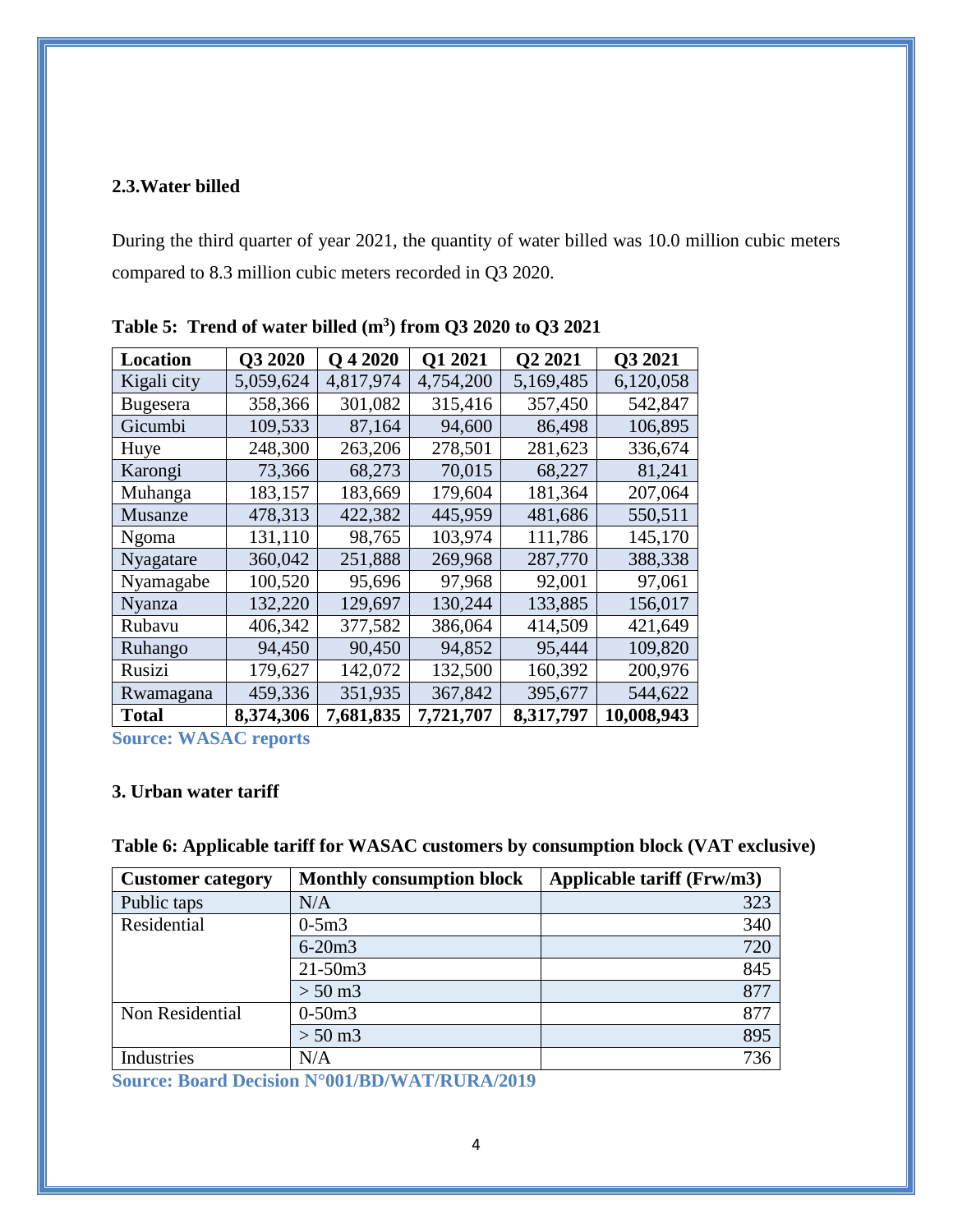## 2.3.Water billed

During the third quarter of year 2021, the quantity of water billed was 10.0 million cubic meters compared to 8.3 million cubic meters recorded in Q3 2020.

**Table 5: Trend of water billed ($m^3$) from Q3 2020 to Q3 2021**

| Location | Q3 2020 | Q 4 2020 | Q1 2021 | Q2 2021 | Q3 2021 |
|---|---|---|---|---|---|
| Kigali city | 5,059,624 | 4,817,974 | 4,754,200 | 5,169,485 | 6,120,058 |
| Bugesera | 358,366 | 301,082 | 315,416 | 357,450 | 542,847 |
| Gicumbi | 109,533 | 87,164 | 94,600 | 86,498 | 106,895 |
| Huye | 248,300 | 263,206 | 278,501 | 281,623 | 336,674 |
| Karongi | 73,366 | 68,273 | 70,015 | 68,227 | 81,241 |
| Muhanga | 183,157 | 183,669 | 179,604 | 181,364 | 207,064 |
| Musanze | 478,313 | 422,382 | 445,959 | 481,686 | 550,511 |
| Ngoma | 131,110 | 98,765 | 103,974 | 111,786 | 145,170 |
| Nyagatare | 360,042 | 251,888 | 269,968 | 287,770 | 388,338 |
| Nyamagabe | 100,520 | 95,696 | 97,968 | 92,001 | 97,061 |
| Nyanza | 132,220 | 129,697 | 130,244 | 133,885 | 156,017 |
| Rubavu | 406,342 | 377,582 | 386,064 | 414,509 | 421,649 |
| Ruhango | 94,450 | 90,450 | 94,852 | 95,444 | 109,820 |
| Rusizi | 179,627 | 142,072 | 132,500 | 160,392 | 200,976 |
| Rwamagana | 459,336 | 351,935 | 367,842 | 395,677 | 544,622 |
| **Total** | **8,374,306** | **7,681,835** | **7,721,707** | **8,317,797** | **10,008,943** |

**Source: WASAC reports**

## 3. Urban water tariff

**Table 6: Applicable tariff for WASAC customers by consumption block (VAT exclusive)**

| Customer category | Monthly consumption block | Applicable tariff (Frw/m3) |
|---|---|---|
| Public taps | N/A | 323 |
| Residential | 0-5m3 | 340 |
| | 6-20m3 | 720 |
| | 21-50m3 | 845 |
| | > 50 m3 | 877 |
| Non Residential | 0-50m3 | 877 |
| | > 50 m3 | 895 |
| Industries | N/A | 736 |

**Source: Board Decision N°001/BD/WAT/RURA/2019**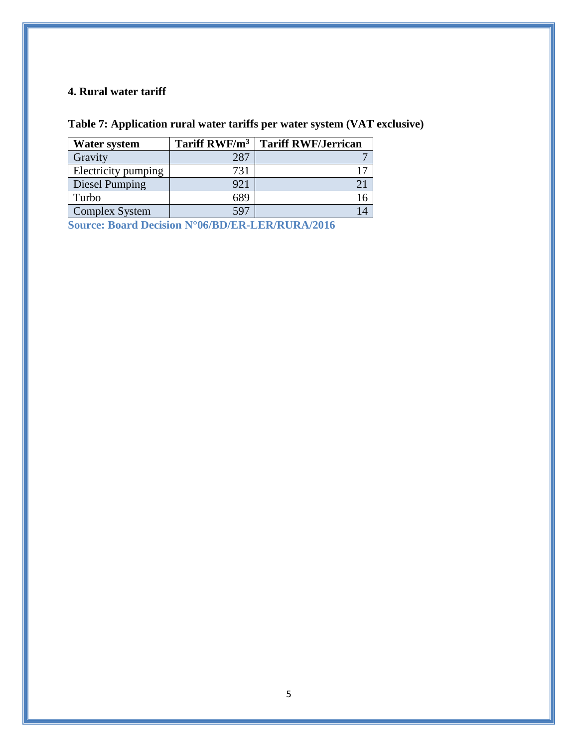## 4. Rural water tariff

**Table 7: Application rural water tariffs per water system (VAT exclusive)**

| Water system | Tariff RWF/m$^3$ | Tariff RWF/Jerrican |
|---|---|---|
| Gravity | 287 | 7 |
| Electricity pumping | 731 | 17 |
| Diesel Pumping | 921 | 21 |
| Turbo | 689 | 16 |
| Complex System | 597 | 14 |

**Source: Board Decision N°06/BD/ER-LER/RURA/2016**